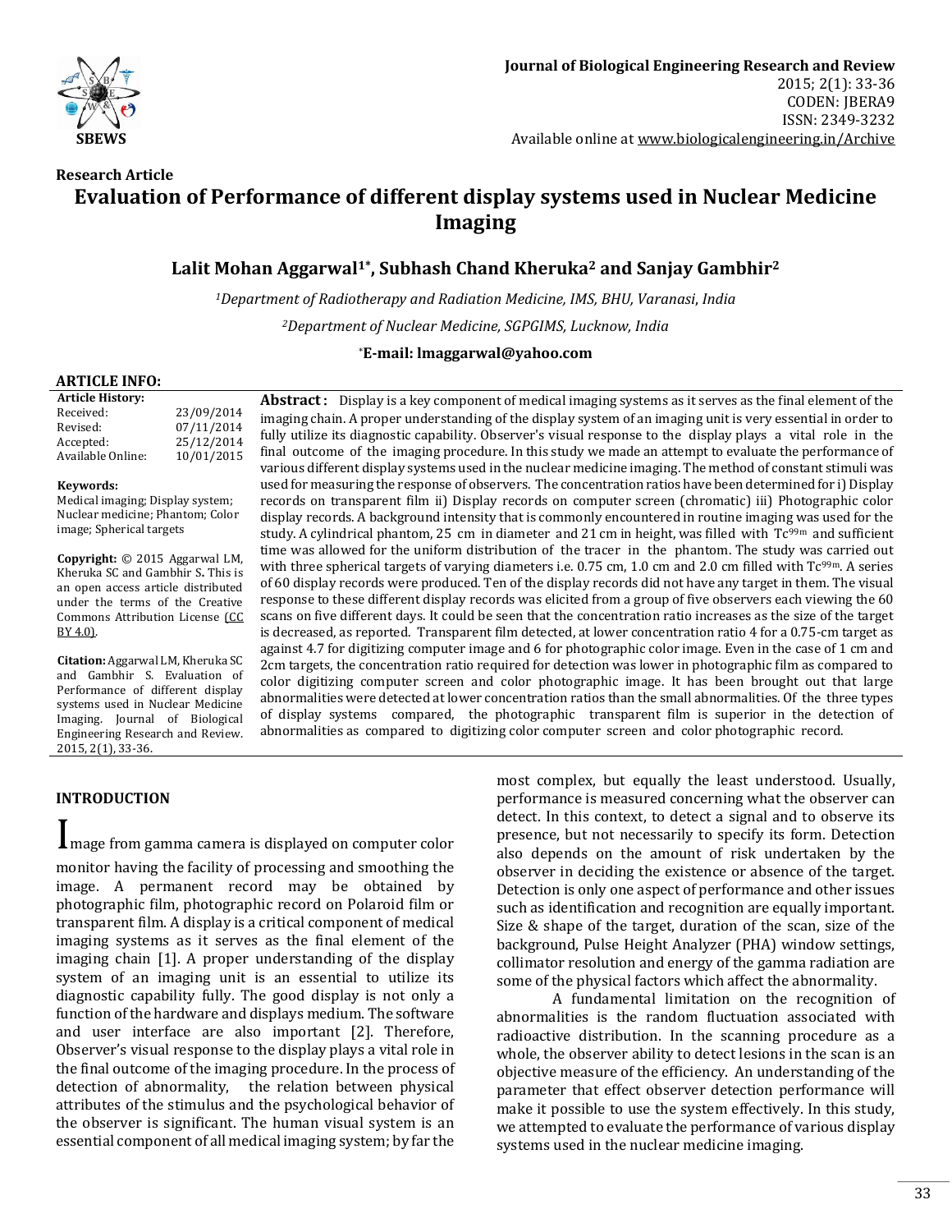Research Article

# Evaluation of Performance of different display systems used in Nuclear Medicine Imaging

**Lalit Mohan Aggarwal[1*], Subhash Chand Kheruka[2] and Sanjay Gambhir[2]**

[1]Department of Radiotherapy and Radiation Medicine, IMS, BHU, Varanasi, India

[2]Department of Nuclear Medicine, SGPGIMS, Lucknow, India

[*]**E-mail: lmaggarwal@yahoo.com**

**ARTICLE INFO:**

**Article History:**

| | |
|---|---|
| Received: | 23/09/2014 |
| Revised: | 07/11/2014 |
| Accepted: | 25/12/2014 |
| Available Online: | 10/01/2015 |

**Keywords:**
Medical imaging; Display system; Nuclear medicine; Phantom; Color image; Spherical targets

**Copyright:** © 2015 Aggarwal LM, Kheruka SC and Gambhir S**.** This is an open access article distributed under the terms of the Creative Commons Attribution License (CC BY 4.0).

**Citation:** Aggarwal LM, Kheruka SC and Gambhir S. Evaluation of Performance of different display systems used in Nuclear Medicine Imaging. Journal of Biological Engineering Research and Review. 2015, 2(1), 33-36.

**Abstract:** Display is a key component of medical imaging systems as it serves as the final element of the imaging chain. A proper understanding of the display system of an imaging unit is very essential in order to fully utilize its diagnostic capability. Observer's visual response to the display plays a vital role in the final outcome of the imaging procedure. In this study we made an attempt to evaluate the performance of various different display systems used in the nuclear medicine imaging. The method of constant stimuli was used for measuring the response of observers. The concentration ratios have been determined for i) Display records on transparent film ii) Display records on computer screen (chromatic) iii) Photographic color display records. A background intensity that is commonly encountered in routine imaging was used for the study. A cylindrical phantom, 25 cm in diameter and 21 cm in height, was filled with $Tc^{99m}$ and sufficient time was allowed for the uniform distribution of the tracer in the phantom. The study was carried out with three spherical targets of varying diameters i.e. 0.75 cm, 1.0 cm and 2.0 cm filled with $Tc^{99m}$. A series of 60 display records were produced. Ten of the display records did not have any target in them. The visual response to these different display records was elicited from a group of five observers each viewing the 60 scans on five different days. It could be seen that the concentration ratio increases as the size of the target is decreased, as reported. Transparent film detected, at lower concentration ratio 4 for a 0.75-cm target as against 4.7 for digitizing computer image and 6 for photographic color image. Even in the case of 1 cm and 2cm targets, the concentration ratio required for detection was lower in photographic film as compared to color digitizing computer screen and color photographic image. It has been brought out that large abnormalities were detected at lower concentration ratios than the small abnormalities. Of the three types of display systems compared, the photographic transparent film is superior in the detection of abnormalities as compared to digitizing color computer screen and color photographic record.

## INTRODUCTION

Image from gamma camera is displayed on computer color monitor having the facility of processing and smoothing the image. A permanent record may be obtained by photographic film, photographic record on Polaroid film or transparent film. A display is a critical component of medical imaging systems as it serves as the final element of the imaging chain [1]. A proper understanding of the display system of an imaging unit is an essential to utilize its diagnostic capability fully. The good display is not only a function of the hardware and displays medium. The software and user interface are also important [2]. Therefore, Observer's visual response to the display plays a vital role in the final outcome of the imaging procedure. In the process of detection of abnormality, the relation between physical attributes of the stimulus and the psychological behavior of the observer is significant. The human visual system is an essential component of all medical imaging system; by far the most complex, but equally the least understood. Usually, performance is measured concerning what the observer can detect. In this context, to detect a signal and to observe its presence, but not necessarily to specify its form. Detection also depends on the amount of risk undertaken by the observer in deciding the existence or absence of the target. Detection is only one aspect of performance and other issues such as identification and recognition are equally important. Size & shape of the target, duration of the scan, size of the background, Pulse Height Analyzer (PHA) window settings, collimator resolution and energy of the gamma radiation are some of the physical factors which affect the abnormality.

A fundamental limitation on the recognition of abnormalities is the random fluctuation associated with radioactive distribution. In the scanning procedure as a whole, the observer ability to detect lesions in the scan is an objective measure of the efficiency. An understanding of the parameter that effect observer detection performance will make it possible to use the system effectively. In this study, we attempted to evaluate the performance of various display systems used in the nuclear medicine imaging.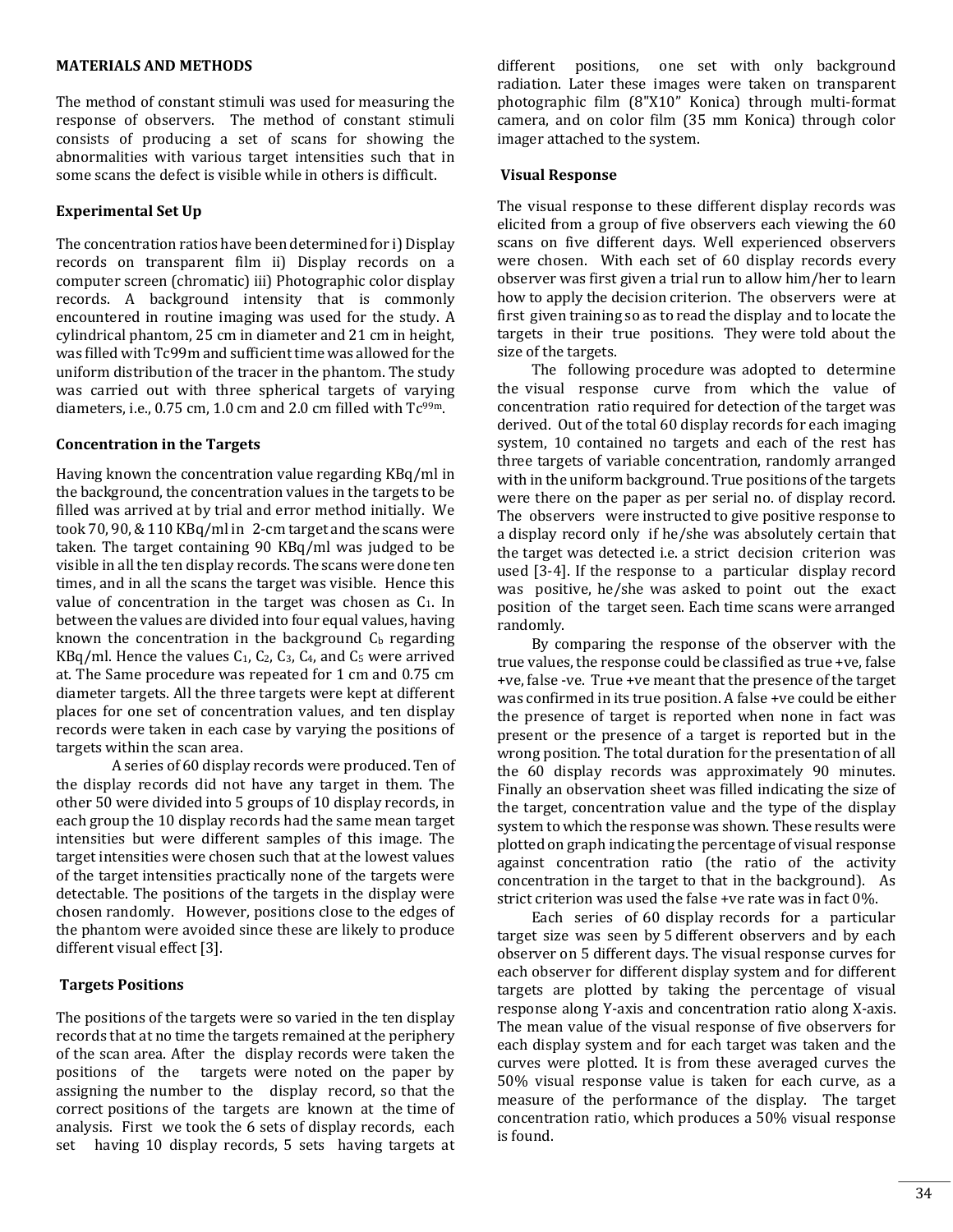## MATERIALS AND METHODS

The method of constant stimuli was used for measuring the response of observers. The method of constant stimuli consists of producing a set of scans for showing the abnormalities with various target intensities such that in some scans the defect is visible while in others is difficult.

### Experimental Set Up

The concentration ratios have been determined for i) Display records on transparent film ii) Display records on a computer screen (chromatic) iii) Photographic color display records. A background intensity that is commonly encountered in routine imaging was used for the study. A cylindrical phantom, 25 cm in diameter and 21 cm in height, was filled with Tc99m and sufficient time was allowed for the uniform distribution of the tracer in the phantom. The study was carried out with three spherical targets of varying diameters, i.e., 0.75 cm, 1.0 cm and 2.0 cm filled with $Tc^{99m}$.

### Concentration in the Targets

Having known the concentration value regarding KBq/ml in the background, the concentration values in the targets to be filled was arrived at by trial and error method initially. We took 70, 90, & 110 KBq/ml in 2-cm target and the scans were taken. The target containing 90 KBq/ml was judged to be visible in all the ten display records. The scans were done ten times, and in all the scans the target was visible. Hence this value of concentration in the target was chosen as $C_1$. In between the values are divided into four equal values, having known the concentration in the background $C_b$ regarding KBq/ml. Hence the values $C_1$, $C_2$, $C_3$, $C_4$, and $C_5$ were arrived at. The Same procedure was repeated for 1 cm and 0.75 cm diameter targets. All the three targets were kept at different places for one set of concentration values, and ten display records were taken in each case by varying the positions of targets within the scan area.

A series of 60 display records were produced. Ten of the display records did not have any target in them. The other 50 were divided into 5 groups of 10 display records, in each group the 10 display records had the same mean target intensities but were different samples of this image. The target intensities were chosen such that at the lowest values of the target intensities practically none of the targets were detectable. The positions of the targets in the display were chosen randomly. However, positions close to the edges of the phantom were avoided since these are likely to produce different visual effect [3].

### Targets Positions

The positions of the targets were so varied in the ten display records that at no time the targets remained at the periphery of the scan area. After the display records were taken the positions of the targets were noted on the paper by assigning the number to the display record, so that the correct positions of the targets are known at the time of analysis. First we took the 6 sets of display records, each set having 10 display records, 5 sets having targets at different positions, one set with only background radiation. Later these images were taken on transparent photographic film (8"X10" Konica) through multi-format camera, and on color film (35 mm Konica) through color imager attached to the system.

### Visual Response

The visual response to these different display records was elicited from a group of five observers each viewing the 60 scans on five different days. Well experienced observers were chosen. With each set of 60 display records every observer was first given a trial run to allow him/her to learn how to apply the decision criterion. The observers were at first given training so as to read the display and to locate the targets in their true positions. They were told about the size of the targets.

The following procedure was adopted to determine the visual response curve from which the value of concentration ratio required for detection of the target was derived. Out of the total 60 display records for each imaging system, 10 contained no targets and each of the rest has three targets of variable concentration, randomly arranged with in the uniform background. True positions of the targets were there on the paper as per serial no. of display record. The observers were instructed to give positive response to a display record only if he/she was absolutely certain that the target was detected i.e. a strict decision criterion was used [3-4]. If the response to a particular display record was positive, he/she was asked to point out the exact position of the target seen. Each time scans were arranged randomly.

By comparing the response of the observer with the true values, the response could be classified as true +ve, false +ve, false -ve. True +ve meant that the presence of the target was confirmed in its true position. A false +ve could be either the presence of target is reported when none in fact was present or the presence of a target is reported but in the wrong position. The total duration for the presentation of all the 60 display records was approximately 90 minutes. Finally an observation sheet was filled indicating the size of the target, concentration value and the type of the display system to which the response was shown. These results were plotted on graph indicating the percentage of visual response against concentration ratio (the ratio of the activity concentration in the target to that in the background). As strict criterion was used the false +ve rate was in fact 0%.

Each series of 60 display records for a particular target size was seen by 5 different observers and by each observer on 5 different days. The visual response curves for each observer for different display system and for different targets are plotted by taking the percentage of visual response along Y-axis and concentration ratio along X-axis. The mean value of the visual response of five observers for each display system and for each target was taken and the curves were plotted. It is from these averaged curves the 50% visual response value is taken for each curve, as a measure of the performance of the display. The target concentration ratio, which produces a 50% visual response is found.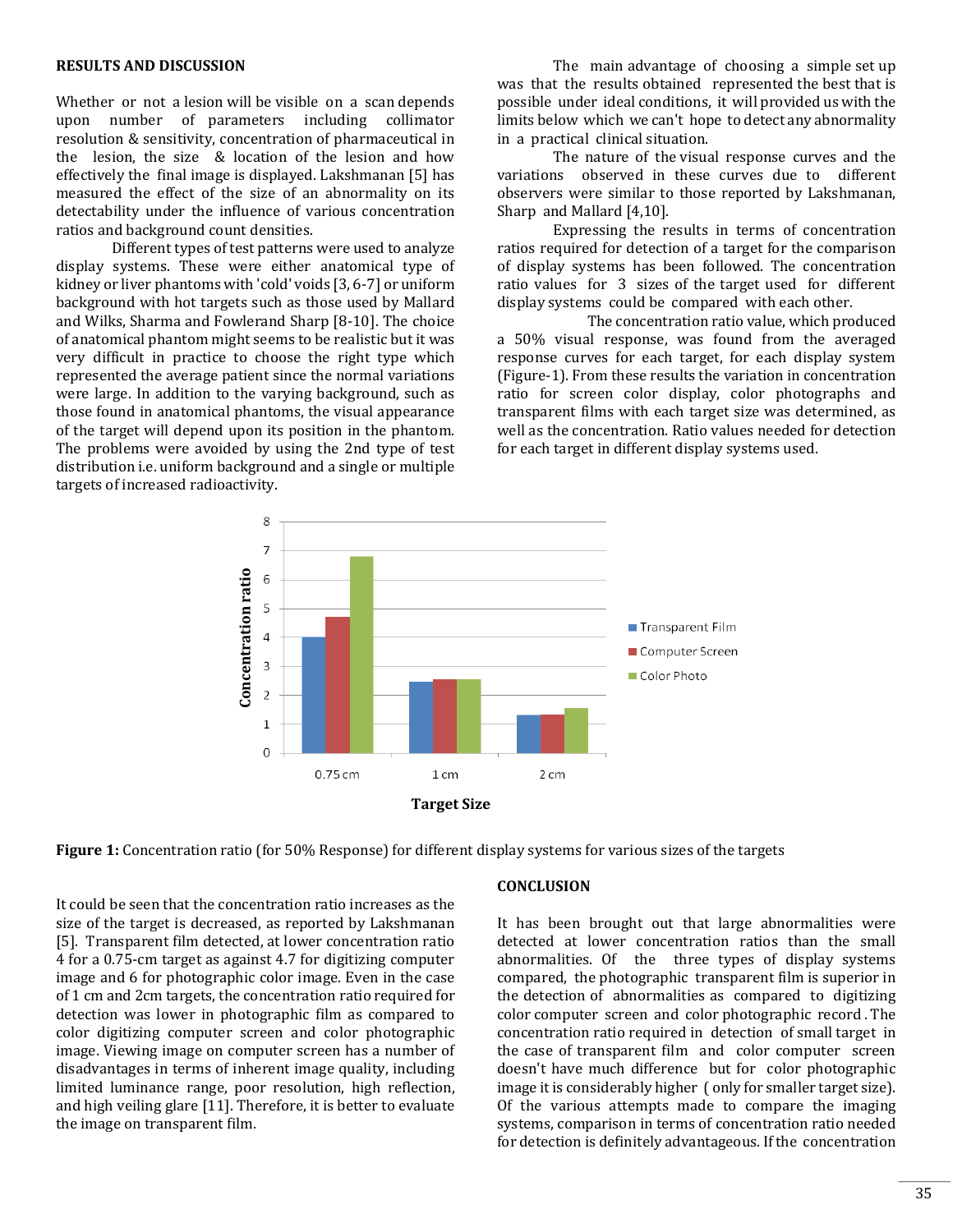## RESULTS AND DISCUSSION

Whether or not a lesion will be visible on a scan depends upon number of parameters including collimator resolution & sensitivity, concentration of pharmaceutical in the lesion, the size & location of the lesion and how effectively the final image is displayed. Lakshmanan [5] has measured the effect of the size of an abnormality on its detectability under the influence of various concentration ratios and background count densities.

Different types of test patterns were used to analyze display systems. These were either anatomical type of kidney or liver phantoms with 'cold' voids [3, 6-7] or uniform background with hot targets such as those used by Mallard and Wilks, Sharma and Fowlerand Sharp [8-10]. The choice of anatomical phantom might seems to be realistic but it was very difficult in practice to choose the right type which represented the average patient since the normal variations were large. In addition to the varying background, such as those found in anatomical phantoms, the visual appearance of the target will depend upon its position in the phantom. The problems were avoided by using the 2nd type of test distribution i.e. uniform background and a single or multiple targets of increased radioactivity.

The main advantage of choosing a simple set up was that the results obtained represented the best that is possible under ideal conditions, it will provided us with the limits below which we can't hope to detect any abnormality in a practical clinical situation.

The nature of the visual response curves and the variations observed in these curves due to different observers were similar to those reported by Lakshmanan, Sharp and Mallard [4,10].

Expressing the results in terms of concentration ratios required for detection of a target for the comparison of display systems has been followed. The concentration ratio values for 3 sizes of the target used for different display systems could be compared with each other.

The concentration ratio value, which produced a 50% visual response, was found from the averaged response curves for each target, for each display system (Figure-1). From these results the variation in concentration ratio for screen color display, color photographs and transparent films with each target size was determined, as well as the concentration. Ratio values needed for detection for each target in different display systems used.

**Figure 1:** Concentration ratio (for 50% Response) for different display systems for various sizes of the targets

It could be seen that the concentration ratio increases as the size of the target is decreased, as reported by Lakshmanan [5]. Transparent film detected, at lower concentration ratio 4 for a 0.75-cm target as against 4.7 for digitizing computer image and 6 for photographic color image. Even in the case of 1 cm and 2cm targets, the concentration ratio required for detection was lower in photographic film as compared to color digitizing computer screen and color photographic image. Viewing image on computer screen has a number of disadvantages in terms of inherent image quality, including limited luminance range, poor resolution, high reflection, and high veiling glare [11]. Therefore, it is better to evaluate the image on transparent film.

## CONCLUSION

It has been brought out that large abnormalities were detected at lower concentration ratios than the small abnormalities. Of the three types of display systems compared, the photographic transparent film is superior in the detection of abnormalities as compared to digitizing color computer screen and color photographic record. The concentration ratio required in detection of small target in the case of transparent film and color computer screen doesn't have much difference but for color photographic image it is considerably higher ( only for smaller target size). Of the various attempts made to compare the imaging systems, comparison in terms of concentration ratio needed for detection is definitely advantageous. If the concentration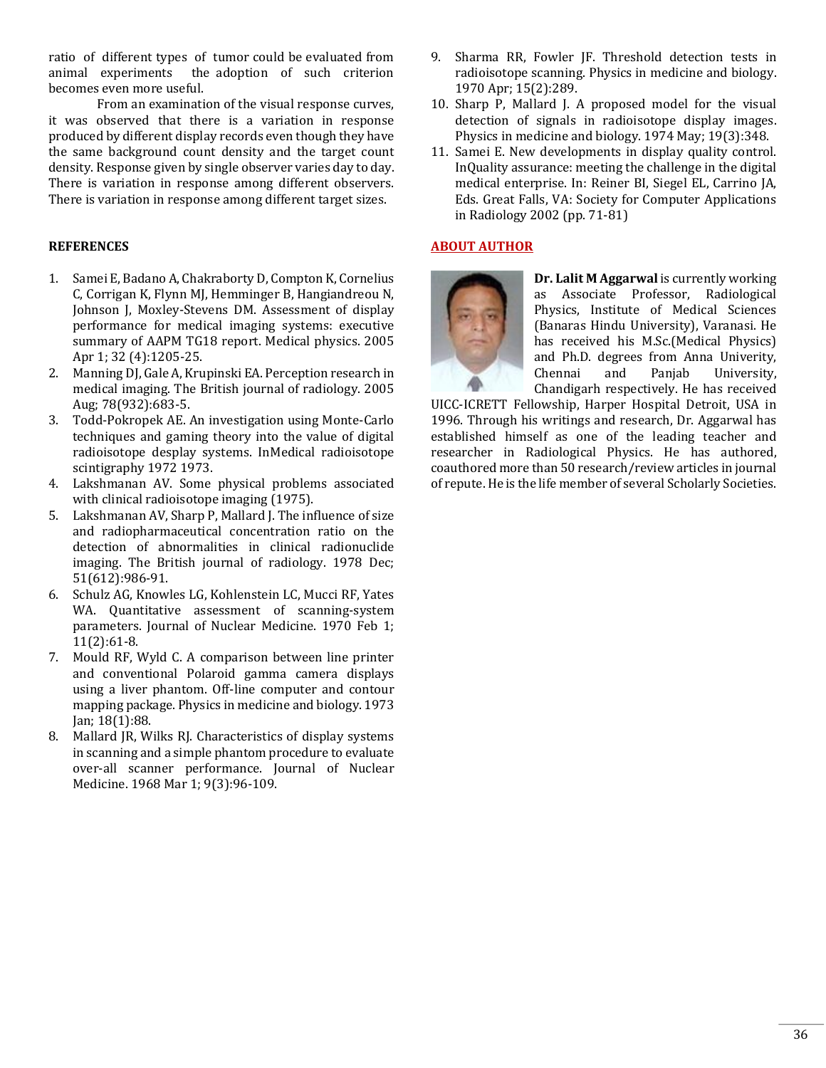ratio of different types of tumor could be evaluated from animal experiments the adoption of such criterion becomes even more useful.

From an examination of the visual response curves, it was observed that there is a variation in response produced by different display records even though they have the same background count density and the target count density. Response given by single observer varies day to day. There is variation in response among different observers. There is variation in response among different target sizes.

## REFERENCES

1. Samei E, Badano A, Chakraborty D, Compton K, Cornelius C, Corrigan K, Flynn MJ, Hemminger B, Hangiandreou N, Johnson J, Moxley-Stevens DM. Assessment of display performance for medical imaging systems: executive summary of AAPM TG18 report. Medical physics. 2005 Apr 1; 32 (4):1205-25.
2. Manning DJ, Gale A, Krupinski EA. Perception research in medical imaging. The British journal of radiology. 2005 Aug; 78(932):683-5.
3. Todd-Pokropek AE. An investigation using Monte-Carlo techniques and gaming theory into the value of digital radioisotope desplay systems. InMedical radioisotope scintigraphy 1972 1973.
4. Lakshmanan AV. Some physical problems associated with clinical radioisotope imaging (1975).
5. Lakshmanan AV, Sharp P, Mallard J. The influence of size and radiopharmaceutical concentration ratio on the detection of abnormalities in clinical radionuclide imaging. The British journal of radiology. 1978 Dec; 51(612):986-91.
6. Schulz AG, Knowles LG, Kohlenstein LC, Mucci RF, Yates WA. Quantitative assessment of scanning-system parameters. Journal of Nuclear Medicine. 1970 Feb 1; 11(2):61-8.
7. Mould RF, Wyld C. A comparison between line printer and conventional Polaroid gamma camera displays using a liver phantom. Off-line computer and contour mapping package. Physics in medicine and biology. 1973 Jan; 18(1):88.
8. Mallard JR, Wilks RJ. Characteristics of display systems in scanning and a simple phantom procedure to evaluate over-all scanner performance. Journal of Nuclear Medicine. 1968 Mar 1; 9(3):96-109.
9. Sharma RR, Fowler JF. Threshold detection tests in radioisotope scanning. Physics in medicine and biology. 1970 Apr; 15(2):289.
10. Sharp P, Mallard J. A proposed model for the visual detection of signals in radioisotope display images. Physics in medicine and biology. 1974 May; 19(3):348.
11. Samei E. New developments in display quality control. InQuality assurance: meeting the challenge in the digital medical enterprise. In: Reiner BI, Siegel EL, Carrino JA, Eds. Great Falls, VA: Society for Computer Applications in Radiology 2002 (pp. 71-81)

## ABOUT AUTHOR

**Dr. Lalit M Aggarwal** is currently working as Associate Professor, Radiological Physics, Institute of Medical Sciences (Banaras Hindu University), Varanasi. He has received his M.Sc.(Medical Physics) and Ph.D. degrees from Anna Univerity, Chennai and Panjab University, Chandigarh respectively. He has received UICC-ICRETT Fellowship, Harper Hospital Detroit, USA in 1996. Through his writings and research, Dr. Aggarwal has established himself as one of the leading teacher and researcher in Radiological Physics. He has authored, coauthored more than 50 research/review articles in journal of repute. He is the life member of several Scholarly Societies.